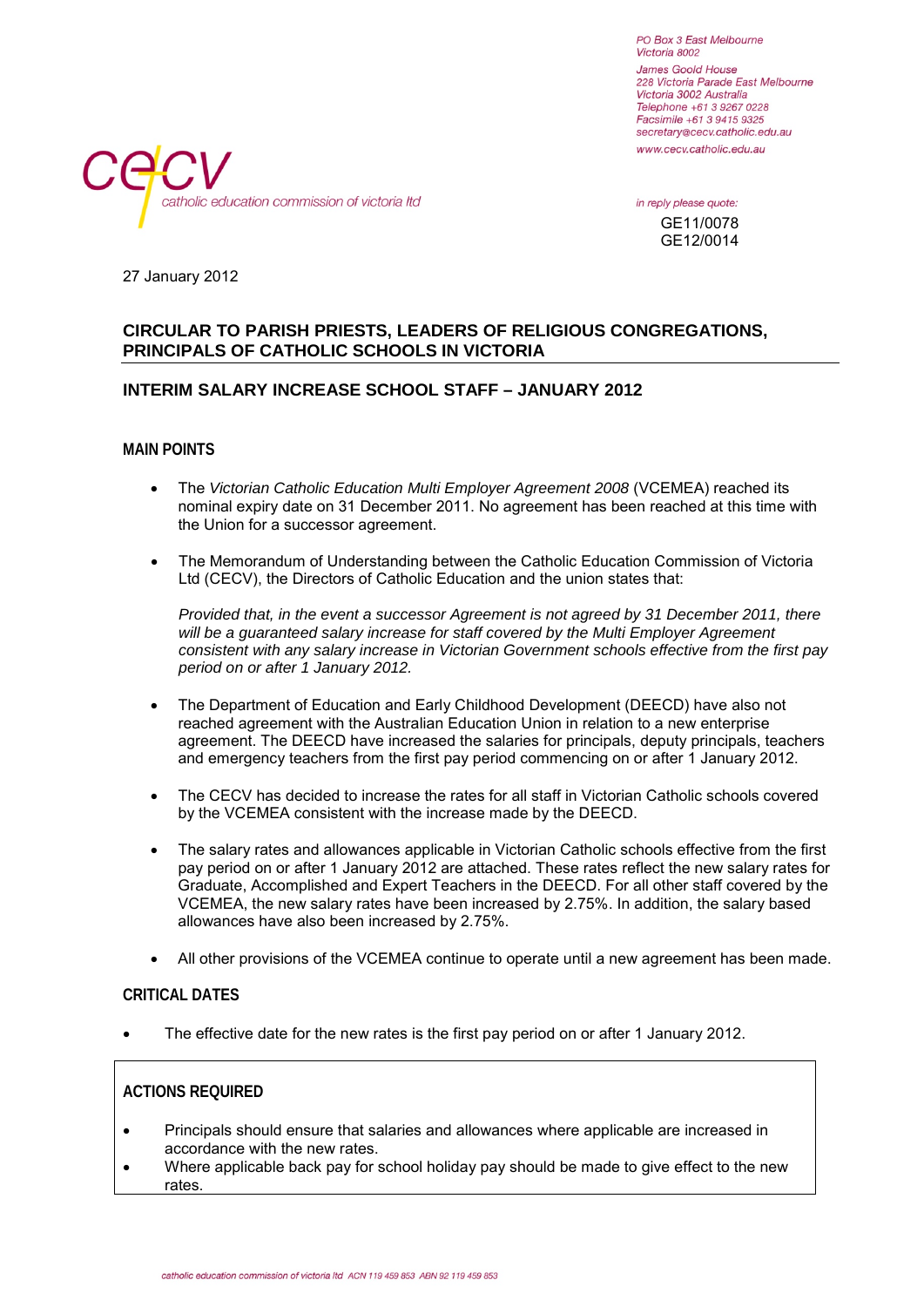PO Box 3 East Melbourne
Victoria 8002

James Goold House
228 Victoria Parade East Melbourne
Victoria 3002 Australia
Telephone +61 3 9267 0228
Facsimile +61 3 9415 9325
secretary@cecv.catholic.edu.au
www.cecv.catholic.edu.au

cecv catholic education commission of victoria ltd

in reply please quote:
GE11/0078
GE12/0014

27 January 2012

## CIRCULAR TO PARISH PRIESTS, LEADERS OF RELIGIOUS CONGREGATIONS, PRINCIPALS OF CATHOLIC SCHOOLS IN VICTORIA

## INTERIM SALARY INCREASE SCHOOL STAFF – JANUARY 2012

### MAIN POINTS

- The *Victorian Catholic Education Multi Employer Agreement 2008* (VCEMEA) reached its nominal expiry date on 31 December 2011. No agreement has been reached at this time with the Union for a successor agreement.

- The Memorandum of Understanding between the Catholic Education Commission of Victoria Ltd (CECV), the Directors of Catholic Education and the union states that:

  *Provided that, in the event a successor Agreement is not agreed by 31 December 2011, there will be a guaranteed salary increase for staff covered by the Multi Employer Agreement consistent with any salary increase in Victorian Government schools effective from the first pay period on or after 1 January 2012.*

- The Department of Education and Early Childhood Development (DEECD) have also not reached agreement with the Australian Education Union in relation to a new enterprise agreement. The DEECD have increased the salaries for principals, deputy principals, teachers and emergency teachers from the first pay period commencing on or after 1 January 2012.

- The CECV has decided to increase the rates for all staff in Victorian Catholic schools covered by the VCEMEA consistent with the increase made by the DEECD.

- The salary rates and allowances applicable in Victorian Catholic schools effective from the first pay period on or after 1 January 2012 are attached. These rates reflect the new salary rates for Graduate, Accomplished and Expert Teachers in the DEECD. For all other staff covered by the VCEMEA, the new salary rates have been increased by 2.75%. In addition, the salary based allowances have also been increased by 2.75%.

- All other provisions of the VCEMEA continue to operate until a new agreement has been made.

### CRITICAL DATES

- The effective date for the new rates is the first pay period on or after 1 January 2012.

### ACTIONS REQUIRED

- Principals should ensure that salaries and allowances where applicable are increased in accordance with the new rates.
- Where applicable back pay for school holiday pay should be made to give effect to the new rates.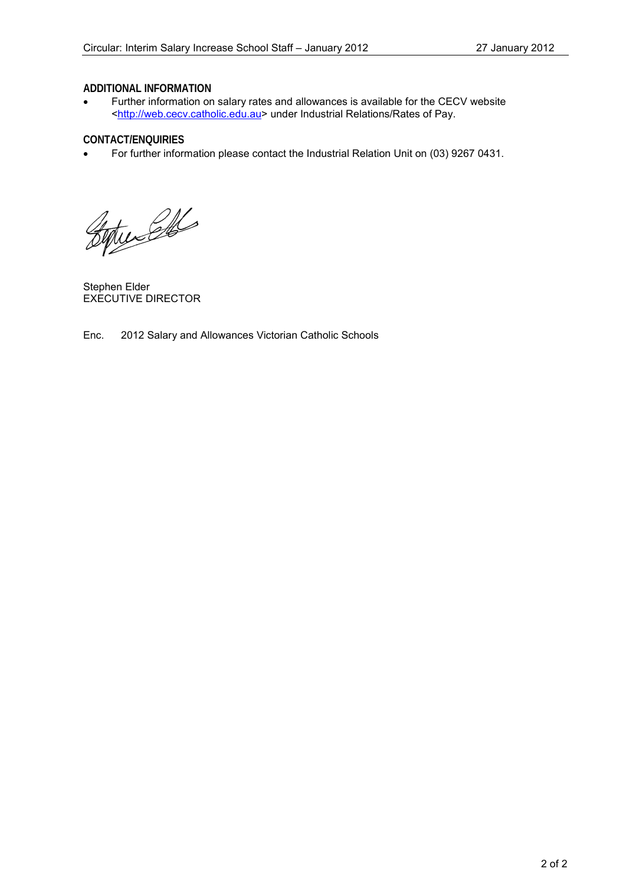## ADDITIONAL INFORMATION

- Further information on salary rates and allowances is available for the CECV website <http://web.cecv.catholic.edu.au> under Industrial Relations/Rates of Pay.

## CONTACT/ENQUIRIES

- For further information please contact the Industrial Relation Unit on (03) 9267 0431.

Stephen Elder
EXECUTIVE DIRECTOR

Enc. 2012 Salary and Allowances Victorian Catholic Schools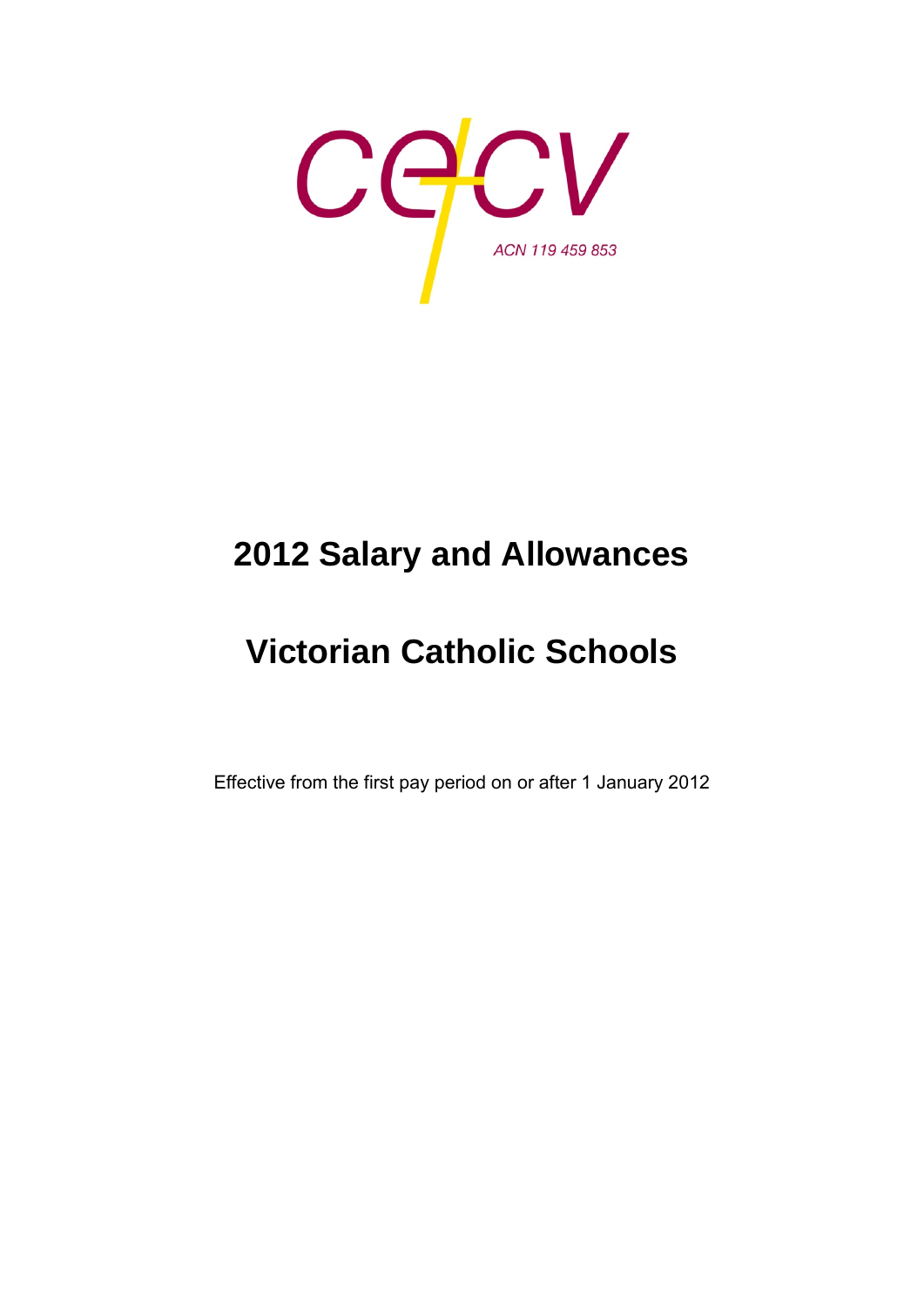cecv

ACN 119 459 853

# 2012 Salary and Allowances

# Victorian Catholic Schools

Effective from the first pay period on or after 1 January 2012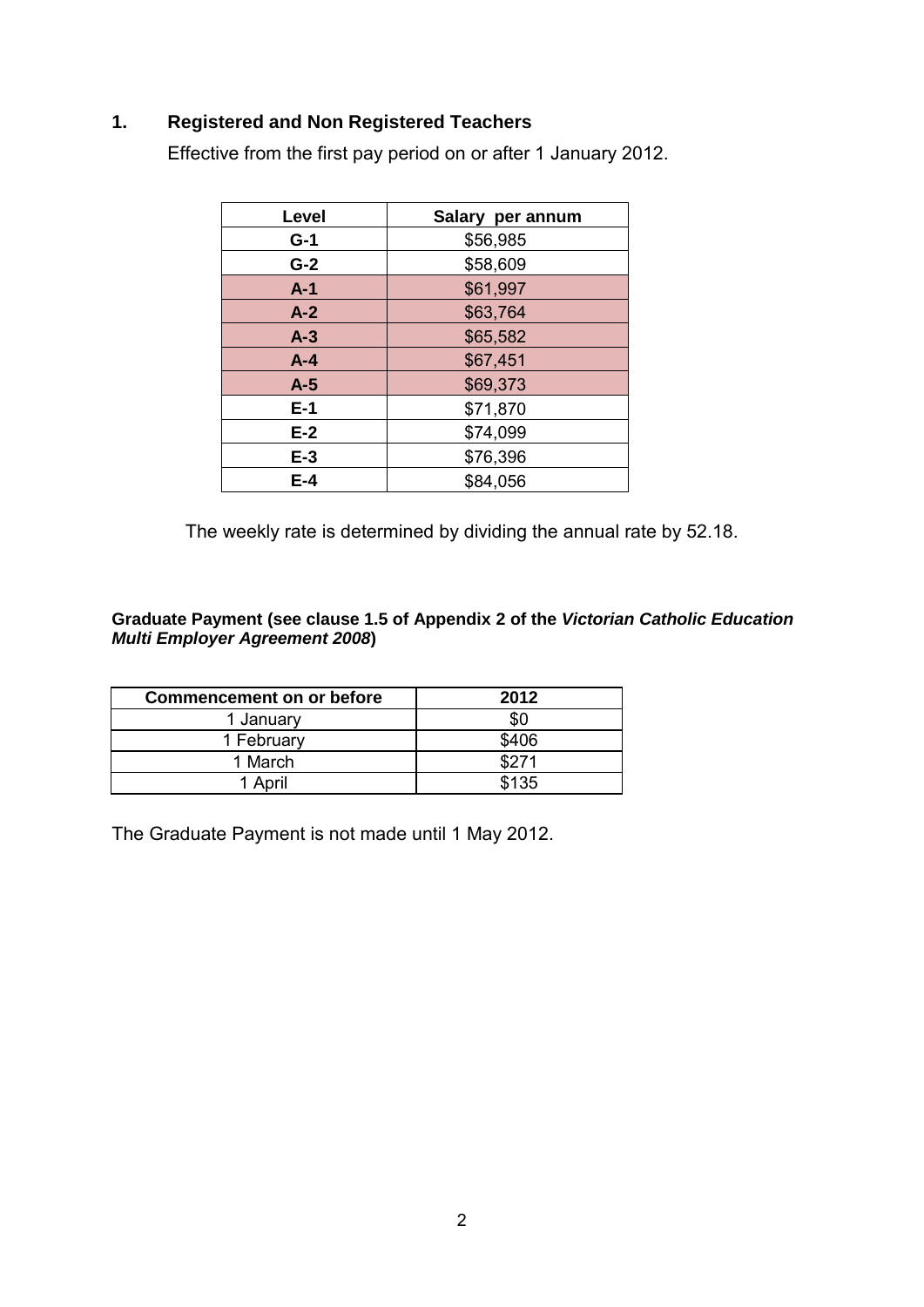## 1. Registered and Non Registered Teachers

Effective from the first pay period on or after 1 January 2012.

| Level | Salary per annum |
|---|---|
| **G-1** | $56,985 |
| **G-2** | $58,609 |
| **A-1** | $61,997 |
| **A-2** | $63,764 |
| **A-3** | $65,582 |
| **A-4** | $67,451 |
| **A-5** | $69,373 |
| **E-1** | $71,870 |
| **E-2** | $74,099 |
| **E-3** | $76,396 |
| **E-4** | $84,056 |

The weekly rate is determined by dividing the annual rate by 52.18.

**Graduate Payment (see clause 1.5 of Appendix 2 of the *Victorian Catholic Education Multi Employer Agreement 2008*)**

| Commencement on or before | 2012 |
|---|---|
| 1 January | $0 |
| 1 February | $406 |
| 1 March | $271 |
| 1 April | $135 |

The Graduate Payment is not made until 1 May 2012.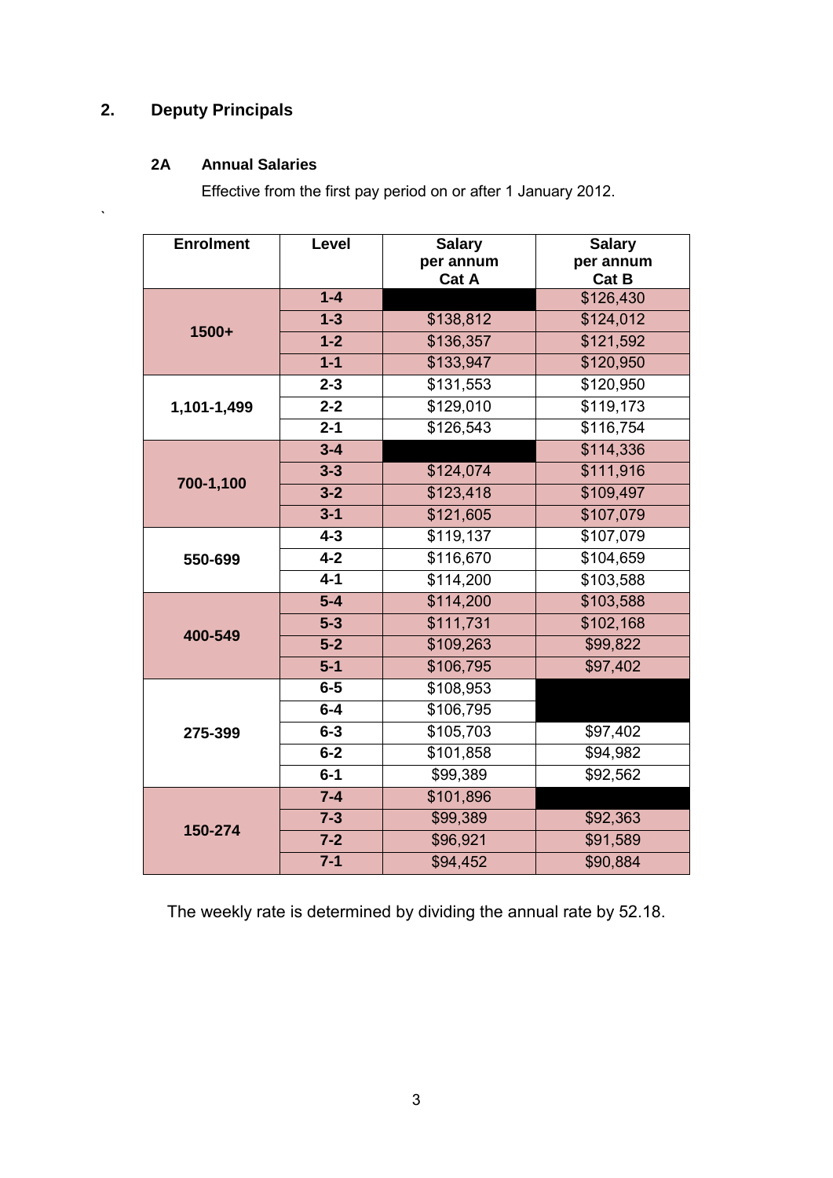## 2. Deputy Principals

### 2A Annual Salaries

Effective from the first pay period on or after 1 January 2012.

| Enrolment | Level | Salary per annum Cat A | Salary per annum Cat B |
|---|---|---|---|
| 1500+ | 1-4 | | $126,430 |
| | 1-3 | $138,812 | $124,012 |
| | 1-2 | $136,357 | $121,592 |
| | 1-1 | $133,947 | $120,950 |
| 1,101-1,499 | 2-3 | $131,553 | $120,950 |
| | 2-2 | $129,010 | $119,173 |
| | 2-1 | $126,543 | $116,754 |
| 700-1,100 | 3-4 | | $114,336 |
| | 3-3 | $124,074 | $111,916 |
| | 3-2 | $123,418 | $109,497 |
| | 3-1 | $121,605 | $107,079 |
| 550-699 | 4-3 | $119,137 | $107,079 |
| | 4-2 | $116,670 | $104,659 |
| | 4-1 | $114,200 | $103,588 |
| 400-549 | 5-4 | $114,200 | $103,588 |
| | 5-3 | $111,731 | $102,168 |
| | 5-2 | $109,263 | $99,822 |
| | 5-1 | $106,795 | $97,402 |
| 275-399 | 6-5 | $108,953 | |
| | 6-4 | $106,795 | |
| | 6-3 | $105,703 | $97,402 |
| | 6-2 | $101,858 | $94,982 |
| | 6-1 | $99,389 | $92,562 |
| 150-274 | 7-4 | $101,896 | |
| | 7-3 | $99,389 | $92,363 |
| | 7-2 | $96,921 | $91,589 |
| | 7-1 | $94,452 | $90,884 |

The weekly rate is determined by dividing the annual rate by 52.18.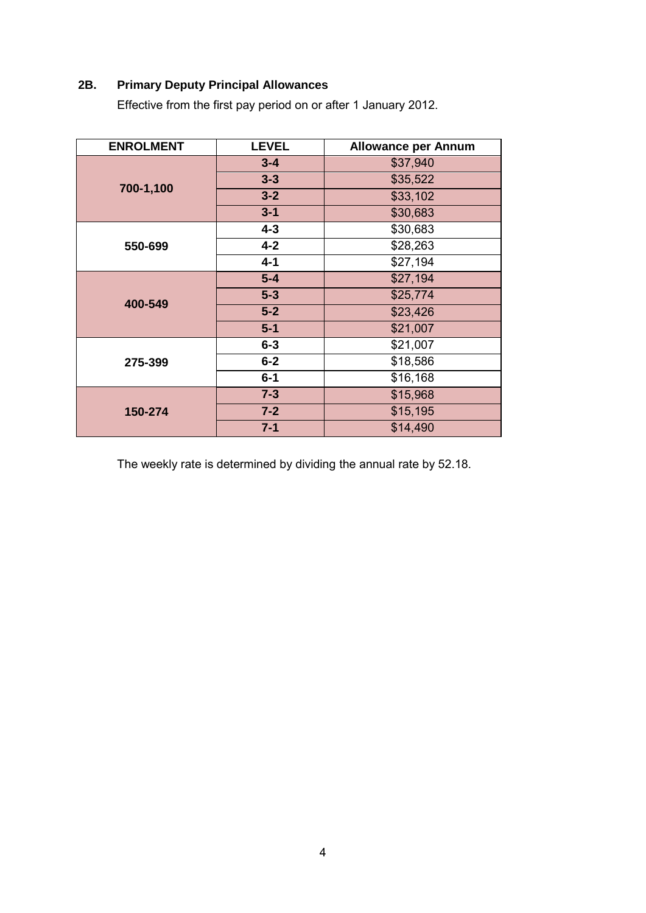## 2B. Primary Deputy Principal Allowances

Effective from the first pay period on or after 1 January 2012.

| ENROLMENT | LEVEL | Allowance per Annum |
|---|---|---|
| 700-1,100 | 3-4 | $37,940 |
| | 3-3 | $35,522 |
| | 3-2 | $33,102 |
| | 3-1 | $30,683 |
| 550-699 | 4-3 | $30,683 |
| | 4-2 | $28,263 |
| | 4-1 | $27,194 |
| 400-549 | 5-4 | $27,194 |
| | 5-3 | $25,774 |
| | 5-2 | $23,426 |
| | 5-1 | $21,007 |
| 275-399 | 6-3 | $21,007 |
| | 6-2 | $18,586 |
| | 6-1 | $16,168 |
| 150-274 | 7-3 | $15,968 |
| | 7-2 | $15,195 |
| | 7-1 | $14,490 |

The weekly rate is determined by dividing the annual rate by 52.18.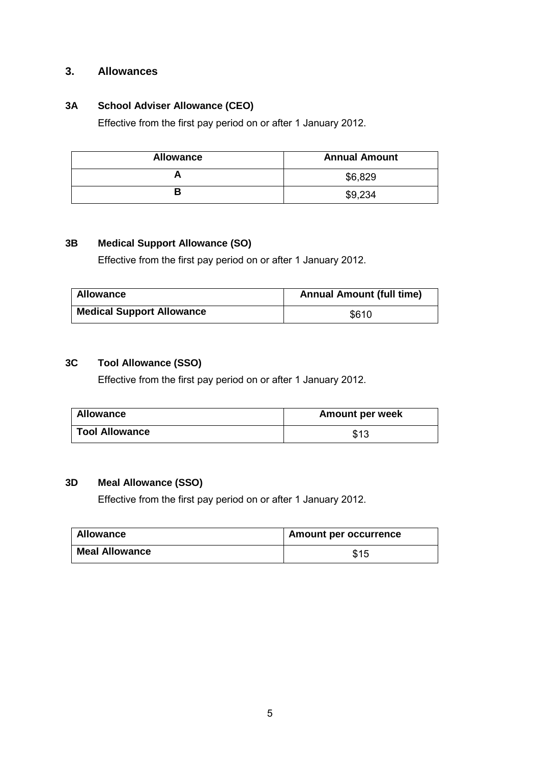## 3. Allowances

### 3A School Adviser Allowance (CEO)

Effective from the first pay period on or after 1 January 2012.

| Allowance | Annual Amount |
|---|---|
| A | $6,829 |
| B | $9,234 |

### 3B Medical Support Allowance (SO)

Effective from the first pay period on or after 1 January 2012.

| Allowance | Annual Amount (full time) |
|---|---|
| Medical Support Allowance | $610 |

### 3C Tool Allowance (SSO)

Effective from the first pay period on or after 1 January 2012.

| Allowance | Amount per week |
|---|---|
| Tool Allowance | $13 |

### 3D Meal Allowance (SSO)

Effective from the first pay period on or after 1 January 2012.

| Allowance | Amount per occurrence |
|---|---|
| Meal Allowance | $15 |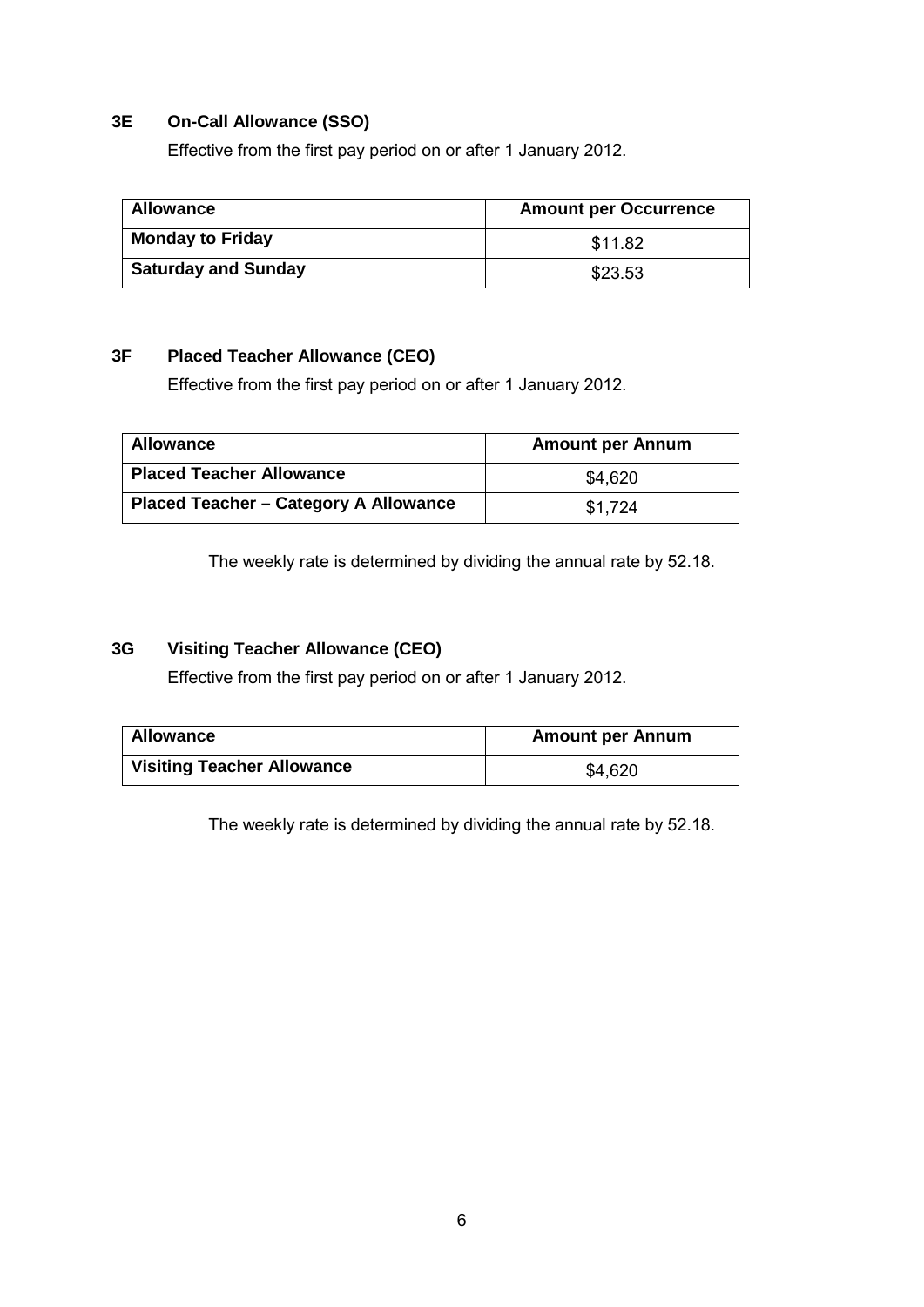### 3E On-Call Allowance (SSO)

Effective from the first pay period on or after 1 January 2012.

| Allowance | Amount per Occurrence |
|---|---|
| **Monday to Friday** | $11.82 |
| **Saturday and Sunday** | $23.53 |

### 3F Placed Teacher Allowance (CEO)

Effective from the first pay period on or after 1 January 2012.

| Allowance | Amount per Annum |
|---|---|
| **Placed Teacher Allowance** | $4,620 |
| **Placed Teacher – Category A Allowance** | $1,724 |

The weekly rate is determined by dividing the annual rate by 52.18.

### 3G Visiting Teacher Allowance (CEO)

Effective from the first pay period on or after 1 January 2012.

| Allowance | Amount per Annum |
|---|---|
| **Visiting Teacher Allowance** | $4,620 |

The weekly rate is determined by dividing the annual rate by 52.18.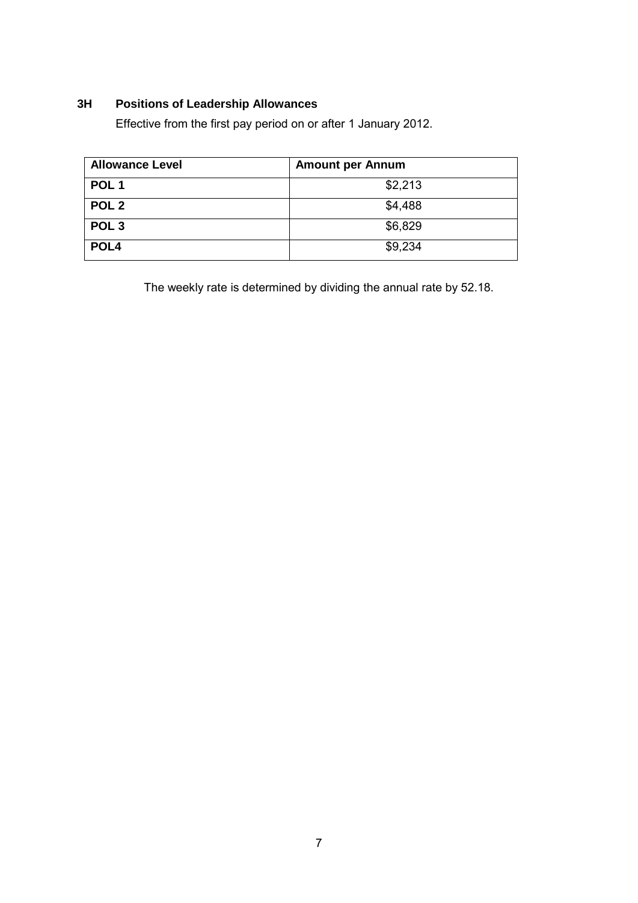## 3H Positions of Leadership Allowances

Effective from the first pay period on or after 1 January 2012.

| Allowance Level | Amount per Annum |
|---|---|
| **POL 1** | $2,213 |
| **POL 2** | $4,488 |
| **POL 3** | $6,829 |
| **POL4** | $9,234 |

The weekly rate is determined by dividing the annual rate by 52.18.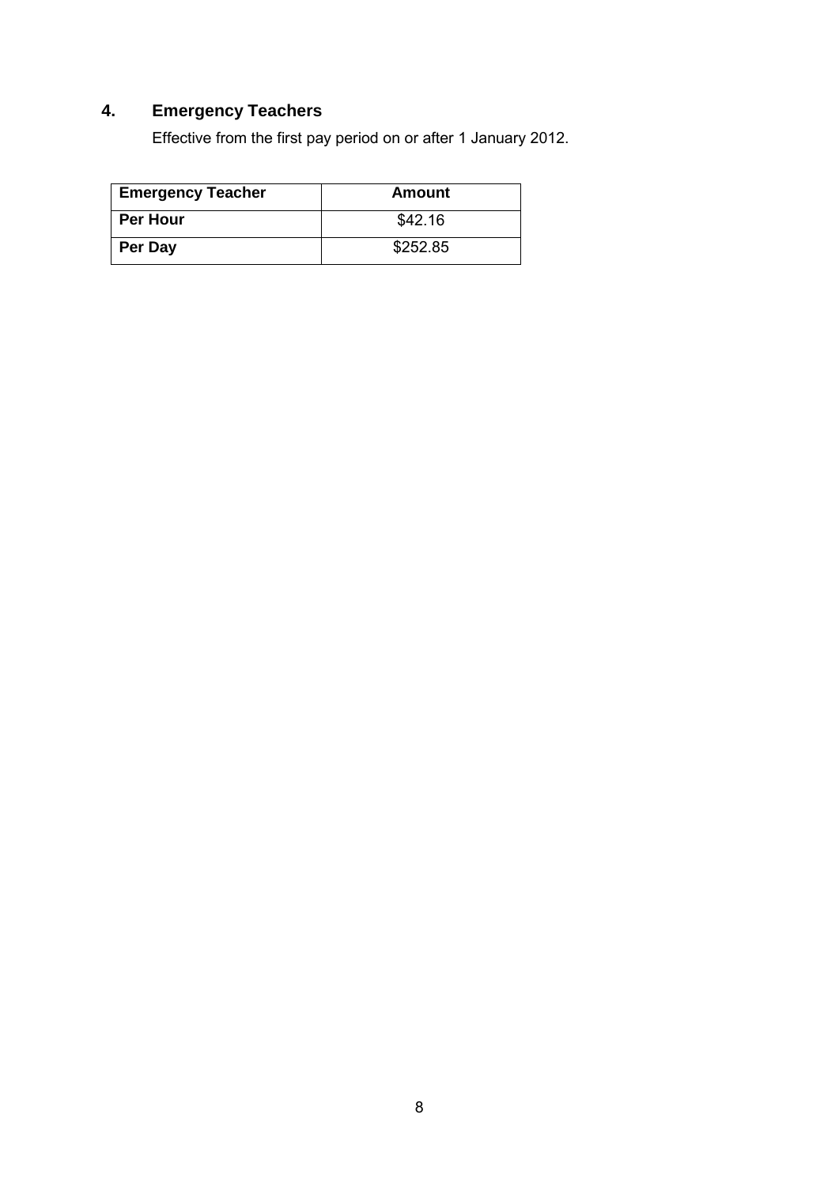## 4. Emergency Teachers

Effective from the first pay period on or after 1 January 2012.

| Emergency Teacher | Amount |
|---|---|
| **Per Hour** | $42.16 |
| **Per Day** | $252.85 |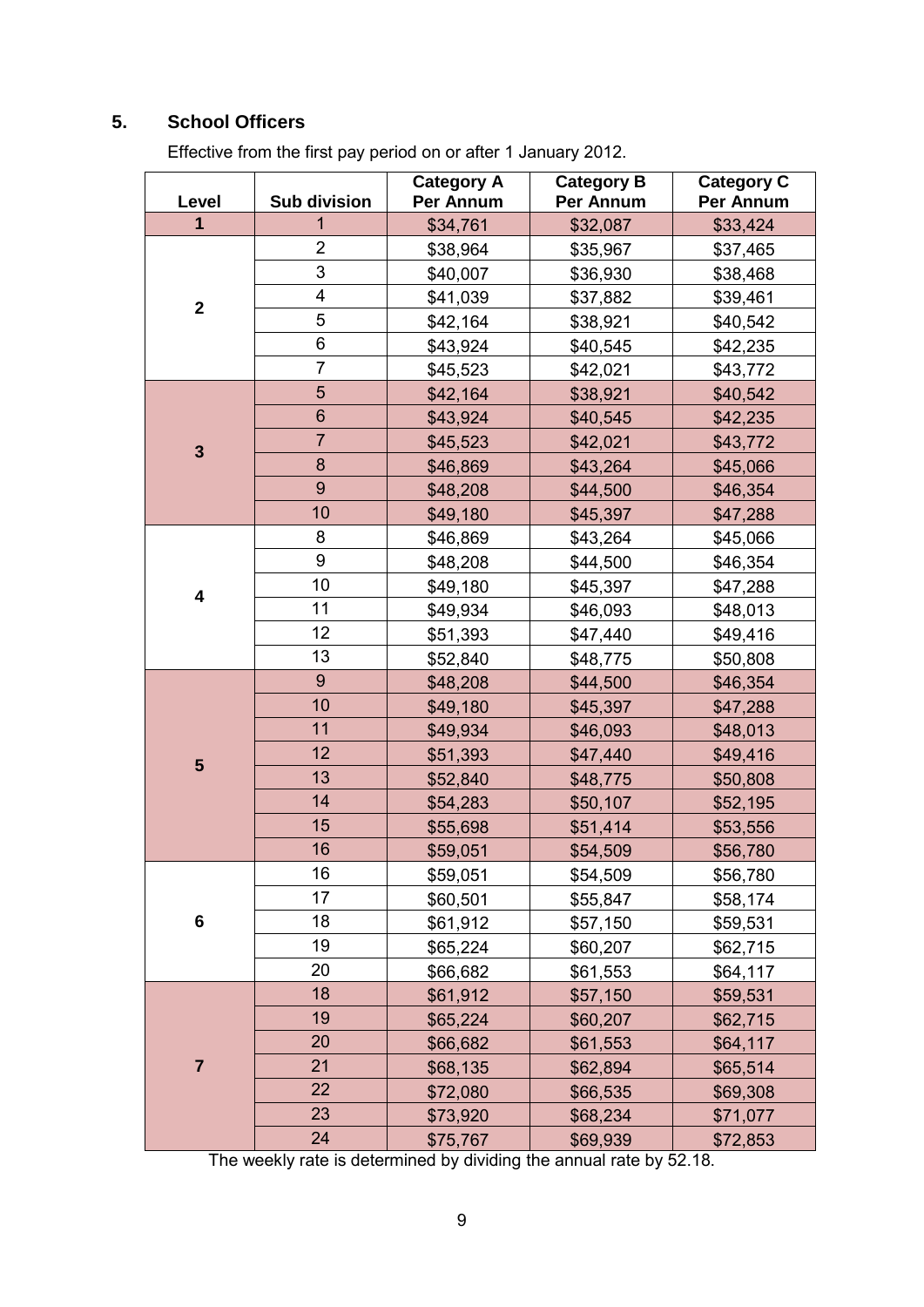## 5. School Officers

Effective from the first pay period on or after 1 January 2012.

| Level | Sub division | Category A Per Annum | Category B Per Annum | Category C Per Annum |
|---|---|---|---|---|
| **1** | 1 | $34,761 | $32,087 | $33,424 |
| **2** | 2 | $38,964 | $35,967 | $37,465 |
| | 3 | $40,007 | $36,930 | $38,468 |
| | 4 | $41,039 | $37,882 | $39,461 |
| | 5 | $42,164 | $38,921 | $40,542 |
| | 6 | $43,924 | $40,545 | $42,235 |
| | 7 | $45,523 | $42,021 | $43,772 |
| **3** | 5 | $42,164 | $38,921 | $40,542 |
| | 6 | $43,924 | $40,545 | $42,235 |
| | 7 | $45,523 | $42,021 | $43,772 |
| | 8 | $46,869 | $43,264 | $45,066 |
| | 9 | $48,208 | $44,500 | $46,354 |
| | 10 | $49,180 | $45,397 | $47,288 |
| **4** | 8 | $46,869 | $43,264 | $45,066 |
| | 9 | $48,208 | $44,500 | $46,354 |
| | 10 | $49,180 | $45,397 | $47,288 |
| | 11 | $49,934 | $46,093 | $48,013 |
| | 12 | $51,393 | $47,440 | $49,416 |
| | 13 | $52,840 | $48,775 | $50,808 |
| **5** | 9 | $48,208 | $44,500 | $46,354 |
| | 10 | $49,180 | $45,397 | $47,288 |
| | 11 | $49,934 | $46,093 | $48,013 |
| | 12 | $51,393 | $47,440 | $49,416 |
| | 13 | $52,840 | $48,775 | $50,808 |
| | 14 | $54,283 | $50,107 | $52,195 |
| | 15 | $55,698 | $51,414 | $53,556 |
| | 16 | $59,051 | $54,509 | $56,780 |
| **6** | 16 | $59,051 | $54,509 | $56,780 |
| | 17 | $60,501 | $55,847 | $58,174 |
| | 18 | $61,912 | $57,150 | $59,531 |
| | 19 | $65,224 | $60,207 | $62,715 |
| | 20 | $66,682 | $61,553 | $64,117 |
| **7** | 18 | $61,912 | $57,150 | $59,531 |
| | 19 | $65,224 | $60,207 | $62,715 |
| | 20 | $66,682 | $61,553 | $64,117 |
| | 21 | $68,135 | $62,894 | $65,514 |
| | 22 | $72,080 | $66,535 | $69,308 |
| | 23 | $73,920 | $68,234 | $71,077 |
| | 24 | $75,767 | $69,939 | $72,853 |

The weekly rate is determined by dividing the annual rate by 52.18.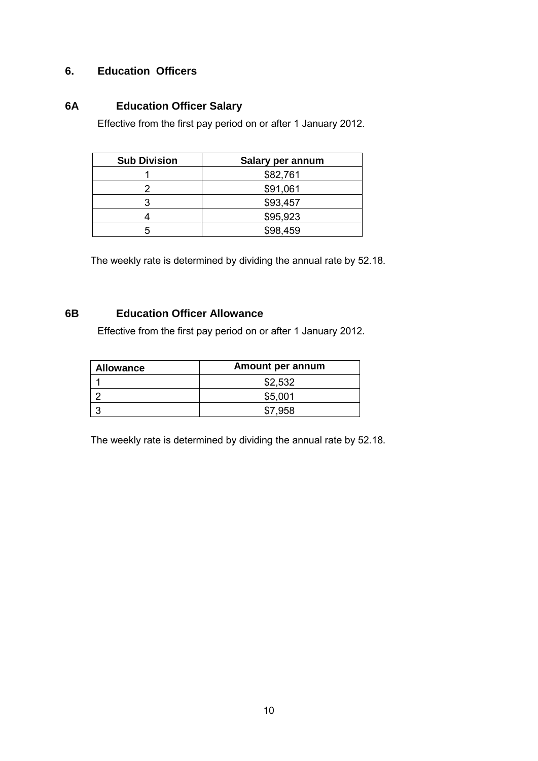## 6. Education Officers

### 6A Education Officer Salary

Effective from the first pay period on or after 1 January 2012.

| Sub Division | Salary per annum |
|---|---|
| 1 | $82,761 |
| 2 | $91,061 |
| 3 | $93,457 |
| 4 | $95,923 |
| 5 | $98,459 |

The weekly rate is determined by dividing the annual rate by 52.18.

### 6B Education Officer Allowance

Effective from the first pay period on or after 1 January 2012.

| Allowance | Amount per annum |
|---|---|
| 1 | $2,532 |
| 2 | $5,001 |
| 3 | $7,958 |

The weekly rate is determined by dividing the annual rate by 52.18.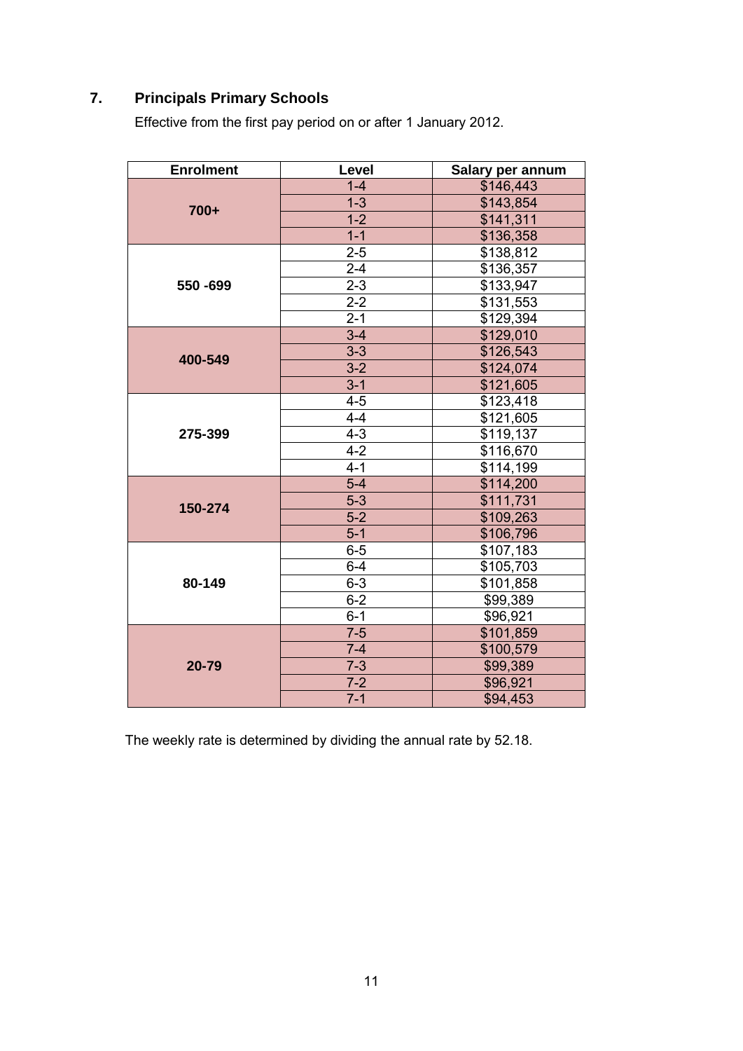## 7. Principals Primary Schools

Effective from the first pay period on or after 1 January 2012.

| Enrolment | Level | Salary per annum |
|---|---|---|
| 700+ | 1-4 | $146,443 |
| | 1-3 | $143,854 |
| | 1-2 | $141,311 |
| | 1-1 | $136,358 |
| 550 -699 | 2-5 | $138,812 |
| | 2-4 | $136,357 |
| | 2-3 | $133,947 |
| | 2-2 | $131,553 |
| | 2-1 | $129,394 |
| 400-549 | 3-4 | $129,010 |
| | 3-3 | $126,543 |
| | 3-2 | $124,074 |
| | 3-1 | $121,605 |
| 275-399 | 4-5 | $123,418 |
| | 4-4 | $121,605 |
| | 4-3 | $119,137 |
| | 4-2 | $116,670 |
| | 4-1 | $114,199 |
| 150-274 | 5-4 | $114,200 |
| | 5-3 | $111,731 |
| | 5-2 | $109,263 |
| | 5-1 | $106,796 |
| 80-149 | 6-5 | $107,183 |
| | 6-4 | $105,703 |
| | 6-3 | $101,858 |
| | 6-2 | $99,389 |
| | 6-1 | $96,921 |
| 20-79 | 7-5 | $101,859 |
| | 7-4 | $100,579 |
| | 7-3 | $99,389 |
| | 7-2 | $96,921 |
| | 7-1 | $94,453 |

The weekly rate is determined by dividing the annual rate by 52.18.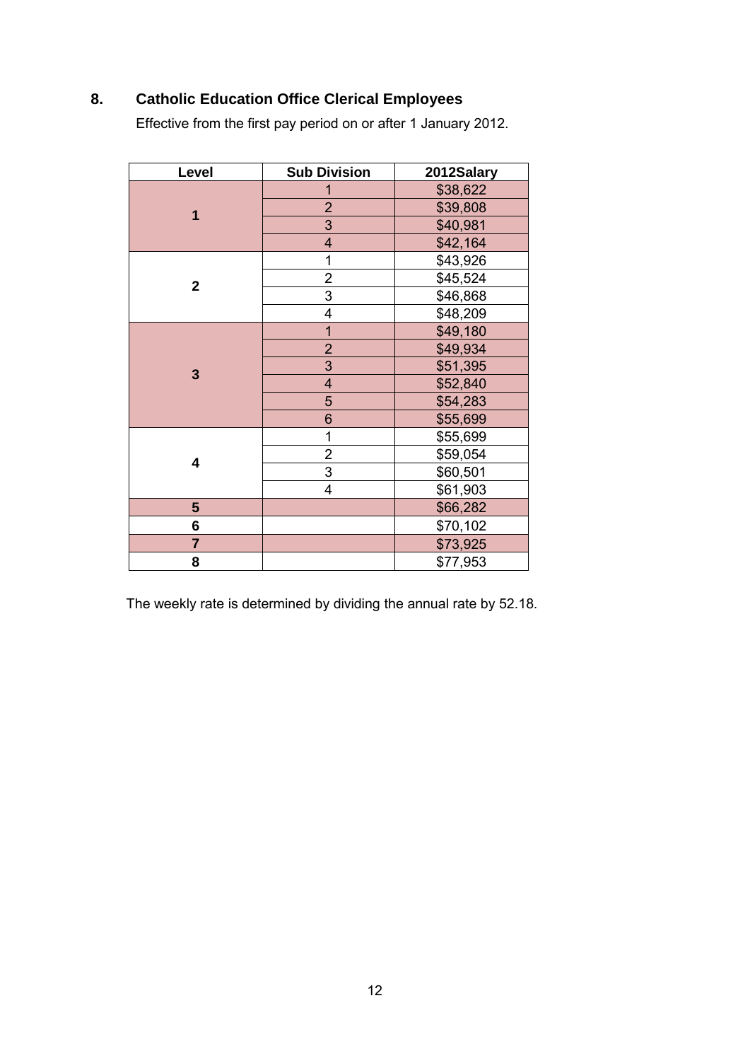## 8. Catholic Education Office Clerical Employees

Effective from the first pay period on or after 1 January 2012.

| Level | Sub Division | 2012Salary |
|---|---|---|
| 1 | 1 | $38,622 |
| | 2 | $39,808 |
| | 3 | $40,981 |
| | 4 | $42,164 |
| 2 | 1 | $43,926 |
| | 2 | $45,524 |
| | 3 | $46,868 |
| | 4 | $48,209 |
| 3 | 1 | $49,180 |
| | 2 | $49,934 |
| | 3 | $51,395 |
| | 4 | $52,840 |
| | 5 | $54,283 |
| | 6 | $55,699 |
| 4 | 1 | $55,699 |
| | 2 | $59,054 |
| | 3 | $60,501 |
| | 4 | $61,903 |
| 5 | | $66,282 |
| 6 | | $70,102 |
| 7 | | $73,925 |
| 8 | | $77,953 |

The weekly rate is determined by dividing the annual rate by 52.18.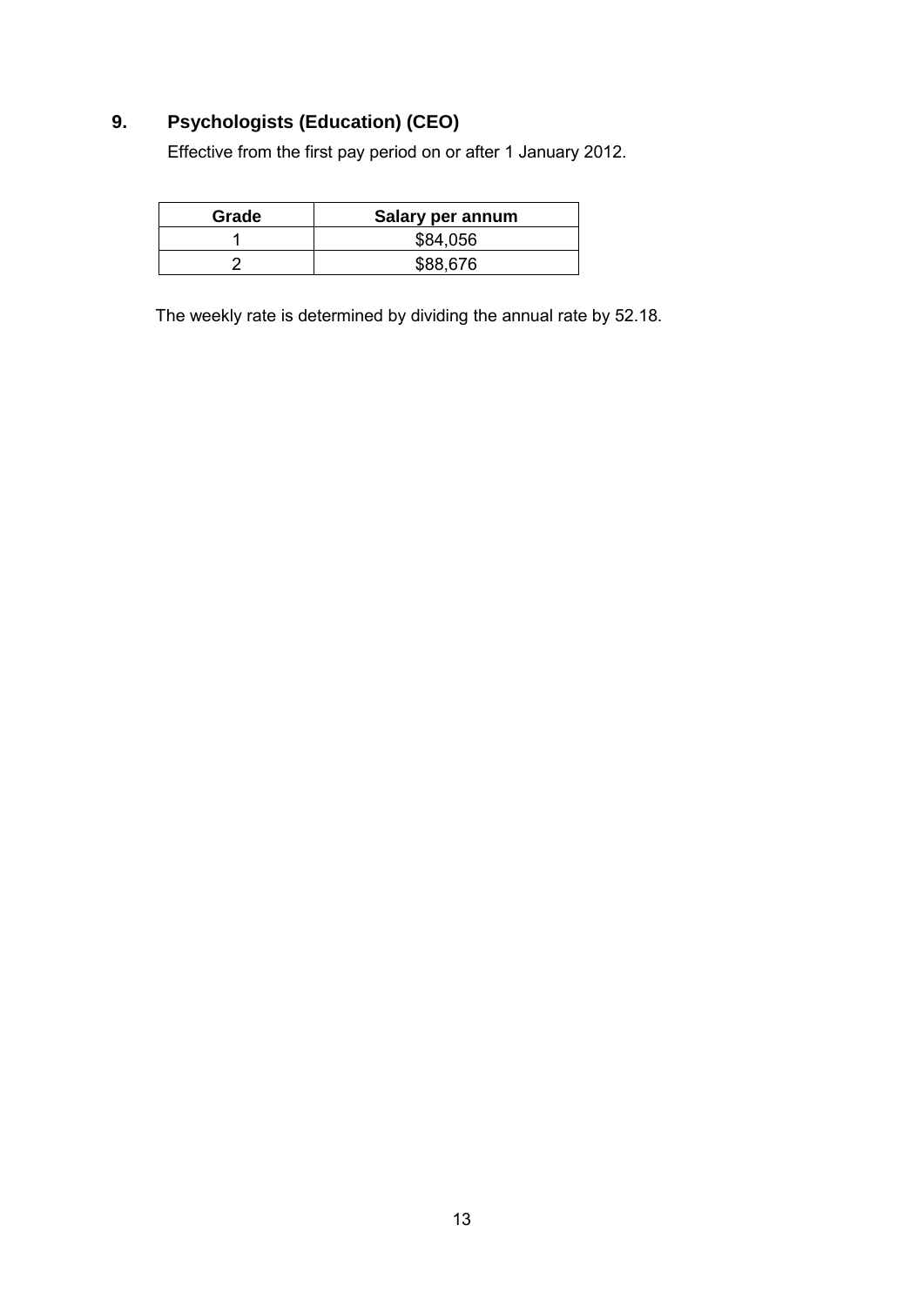## 9. Psychologists (Education) (CEO)

Effective from the first pay period on or after 1 January 2012.

| Grade | Salary per annum |
|---|---|
| 1 | $84,056 |
| 2 | $88,676 |

The weekly rate is determined by dividing the annual rate by 52.18.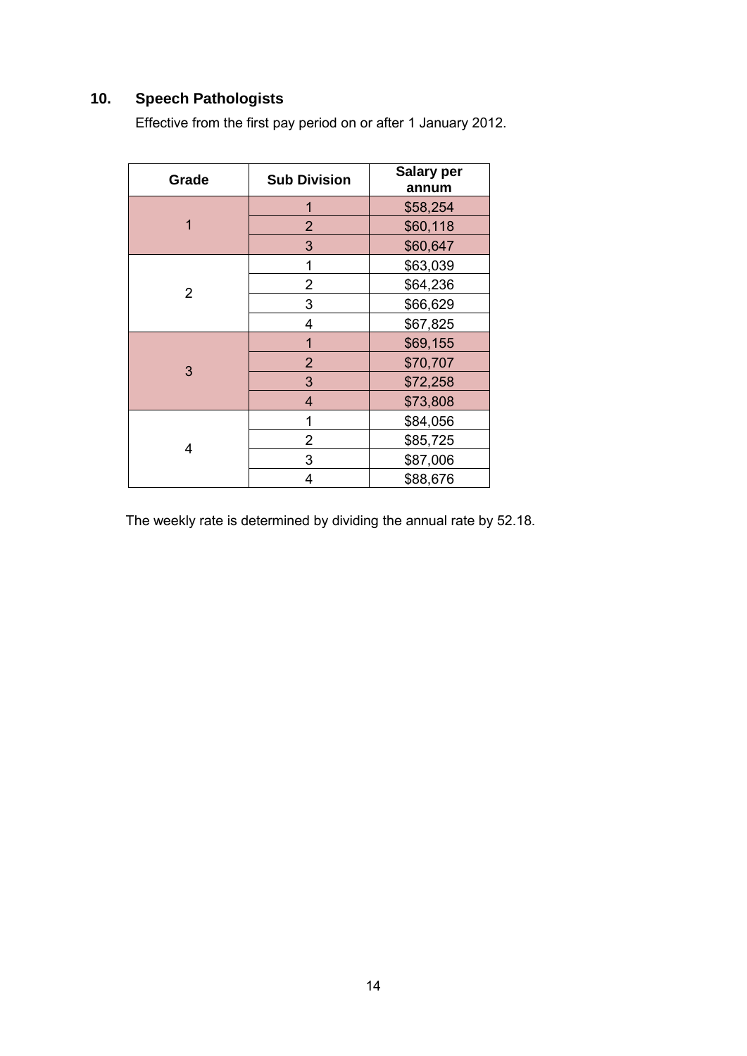## 10. Speech Pathologists

Effective from the first pay period on or after 1 January 2012.

| Grade | Sub Division | Salary per annum |
|---|---|---|
| 1 | 1 | $58,254 |
| | 2 | $60,118 |
| | 3 | $60,647 |
| 2 | 1 | $63,039 |
| | 2 | $64,236 |
| | 3 | $66,629 |
| | 4 | $67,825 |
| 3 | 1 | $69,155 |
| | 2 | $70,707 |
| | 3 | $72,258 |
| | 4 | $73,808 |
| 4 | 1 | $84,056 |
| | 2 | $85,725 |
| | 3 | $87,006 |
| | 4 | $88,676 |

The weekly rate is determined by dividing the annual rate by 52.18.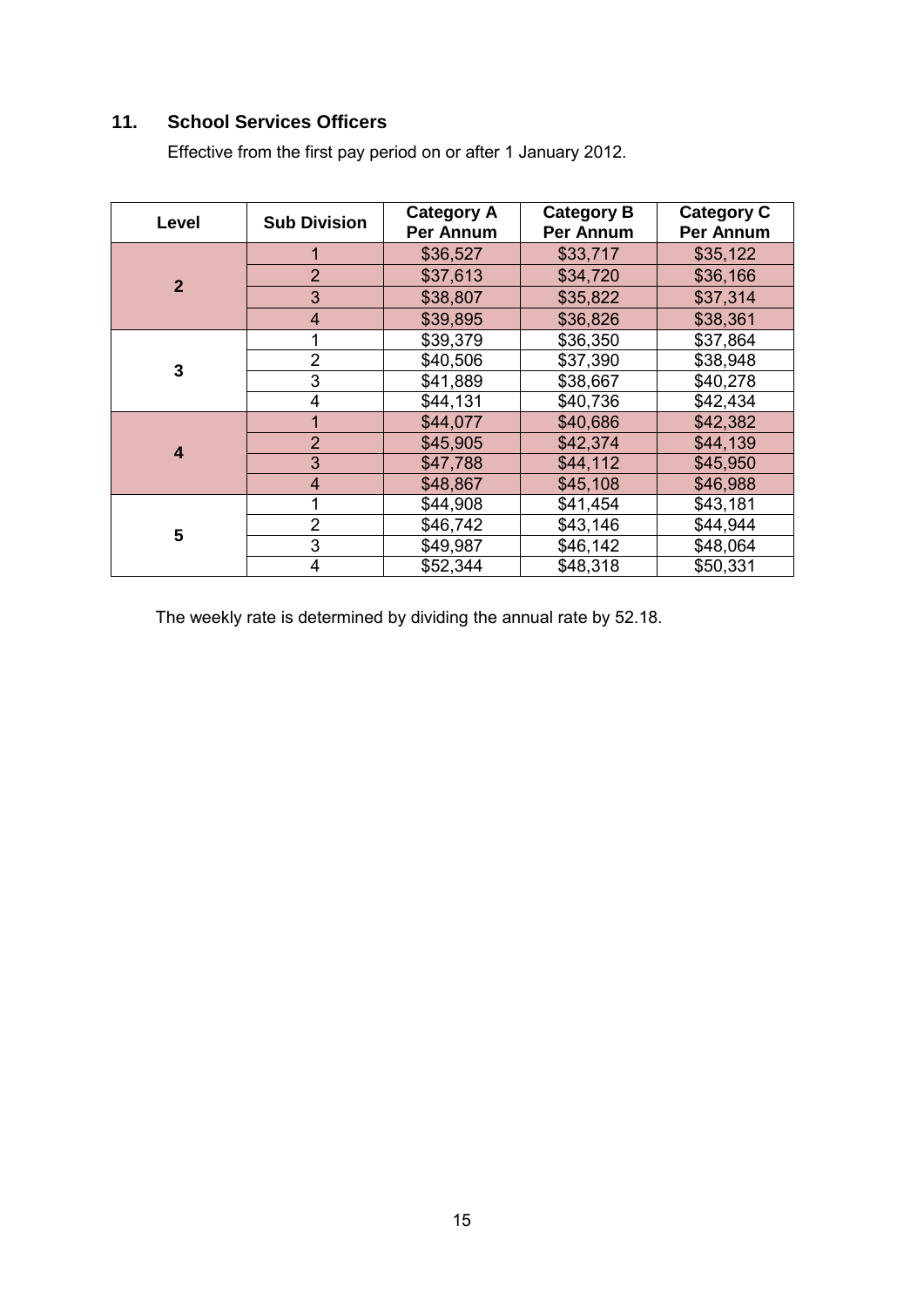## 11. School Services Officers

Effective from the first pay period on or after 1 January 2012.

| Level | Sub Division | Category A Per Annum | Category B Per Annum | Category C Per Annum |
|---|---|---|---|---|
| 2 | 1 | $36,527 | $33,717 | $35,122 |
| | 2 | $37,613 | $34,720 | $36,166 |
| | 3 | $38,807 | $35,822 | $37,314 |
| | 4 | $39,895 | $36,826 | $38,361 |
| 3 | 1 | $39,379 | $36,350 | $37,864 |
| | 2 | $40,506 | $37,390 | $38,948 |
| | 3 | $41,889 | $38,667 | $40,278 |
| | 4 | $44,131 | $40,736 | $42,434 |
| 4 | 1 | $44,077 | $40,686 | $42,382 |
| | 2 | $45,905 | $42,374 | $44,139 |
| | 3 | $47,788 | $44,112 | $45,950 |
| | 4 | $48,867 | $45,108 | $46,988 |
| 5 | 1 | $44,908 | $41,454 | $43,181 |
| | 2 | $46,742 | $43,146 | $44,944 |
| | 3 | $49,987 | $46,142 | $48,064 |
| | 4 | $52,344 | $48,318 | $50,331 |

The weekly rate is determined by dividing the annual rate by 52.18.